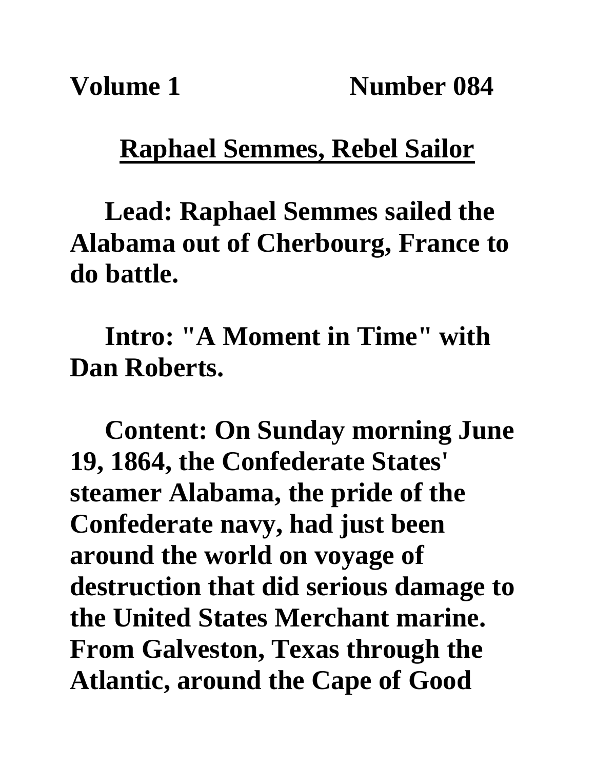**Volume 1 Number 084**

# Raphael Semmes, Rebel Sailor

**Lead: Raphael Semmes sailed the Alabama out of Cherbourg, France to do battle.**

**Intro: "A Moment in Time" with Dan Roberts.**

**Content: On Sunday morning June 19, 1864, the Confederate States' steamer Alabama, the pride of the Confederate navy, had just been around the world on voyage of destruction that did serious damage to the United States Merchant marine. From Galveston, Texas through the Atlantic, around the Cape of Good**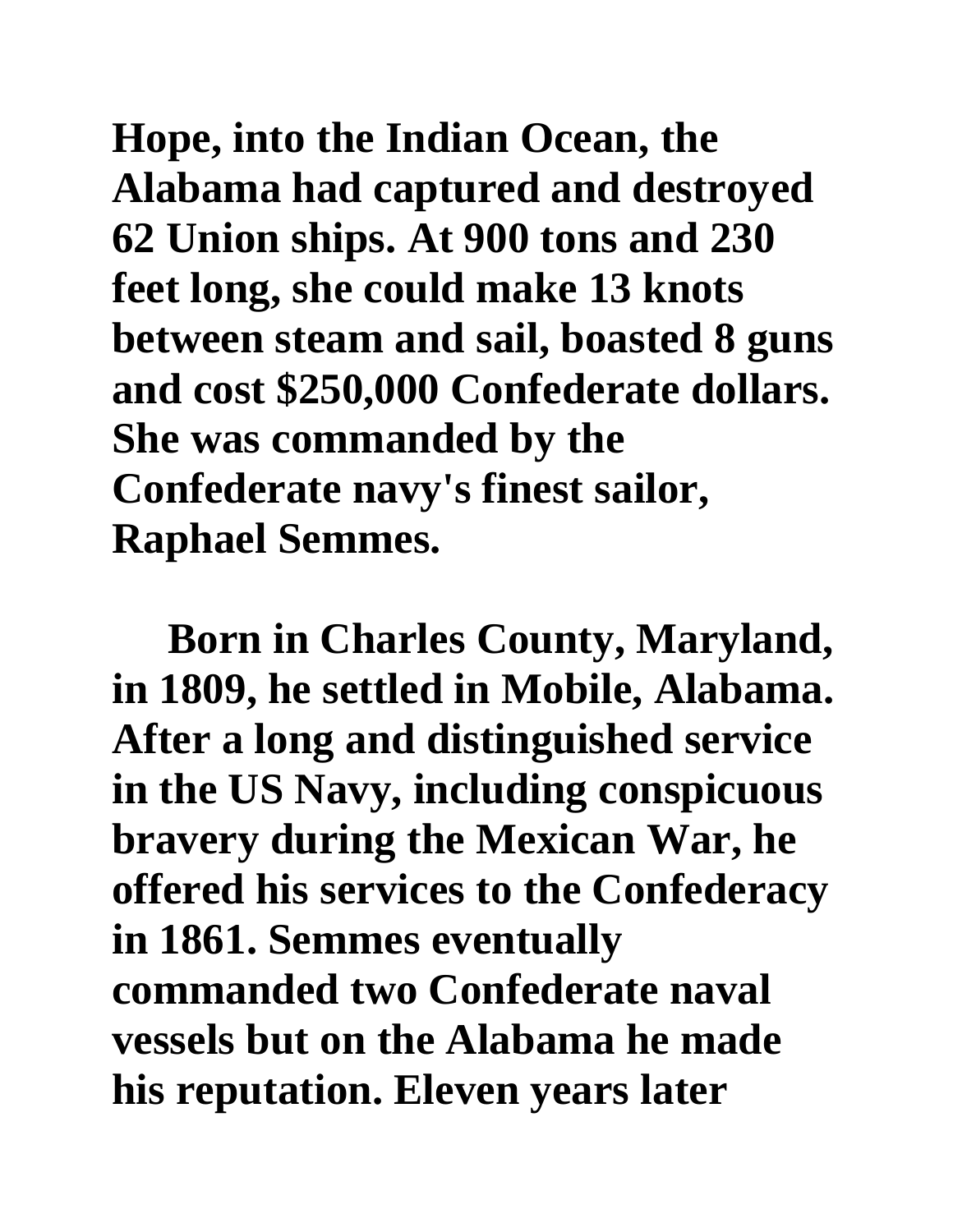Hope, into the Indian Ocean, the Alabama had captured and destroyed 62 Union ships. At 900 tons and 230 feet long, she could make 13 knots between steam and sail, boasted 8 guns and cost $250,000 Confederate dollars. She was commanded by the Confederate navy's finest sailor, Raphael Semmes.

Born in Charles County, Maryland, in 1809, he settled in Mobile, Alabama. After a long and distinguished service in the US Navy, including conspicuous bravery during the Mexican War, he offered his services to the Confederacy in 1861. Semmes eventually commanded two Confederate naval vessels but on the Alabama he made his reputation. Eleven years later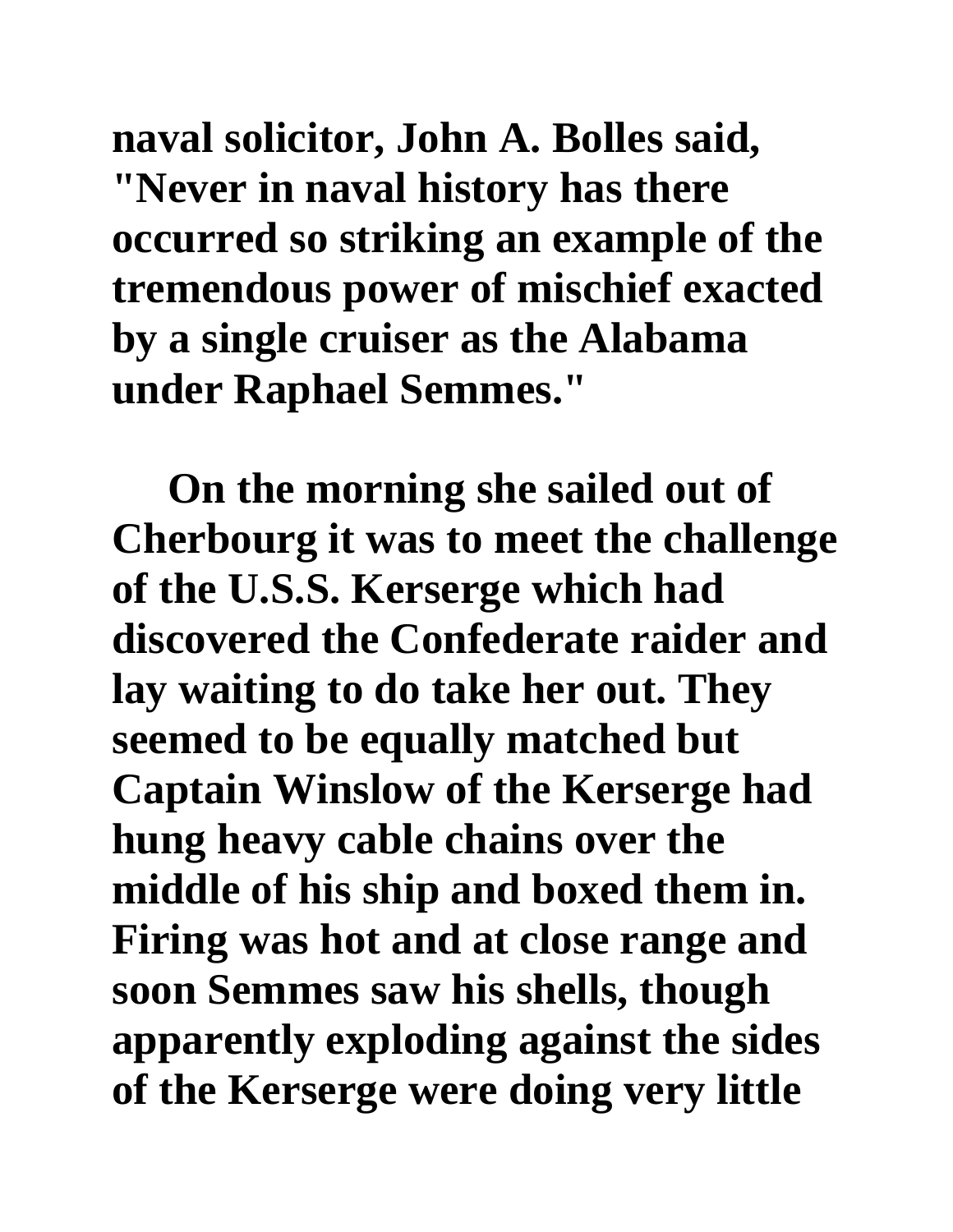**naval solicitor, John A. Bolles said, "Never in naval history has there occurred so striking an example of the tremendous power of mischief exacted by a single cruiser as the Alabama under Raphael Semmes."**

**On the morning she sailed out of Cherbourg it was to meet the challenge of the U.S.S. Kerserge which had discovered the Confederate raider and lay waiting to do take her out. They seemed to be equally matched but Captain Winslow of the Kerserge had hung heavy cable chains over the middle of his ship and boxed them in. Firing was hot and at close range and soon Semmes saw his shells, though apparently exploding against the sides of the Kerserge were doing very little**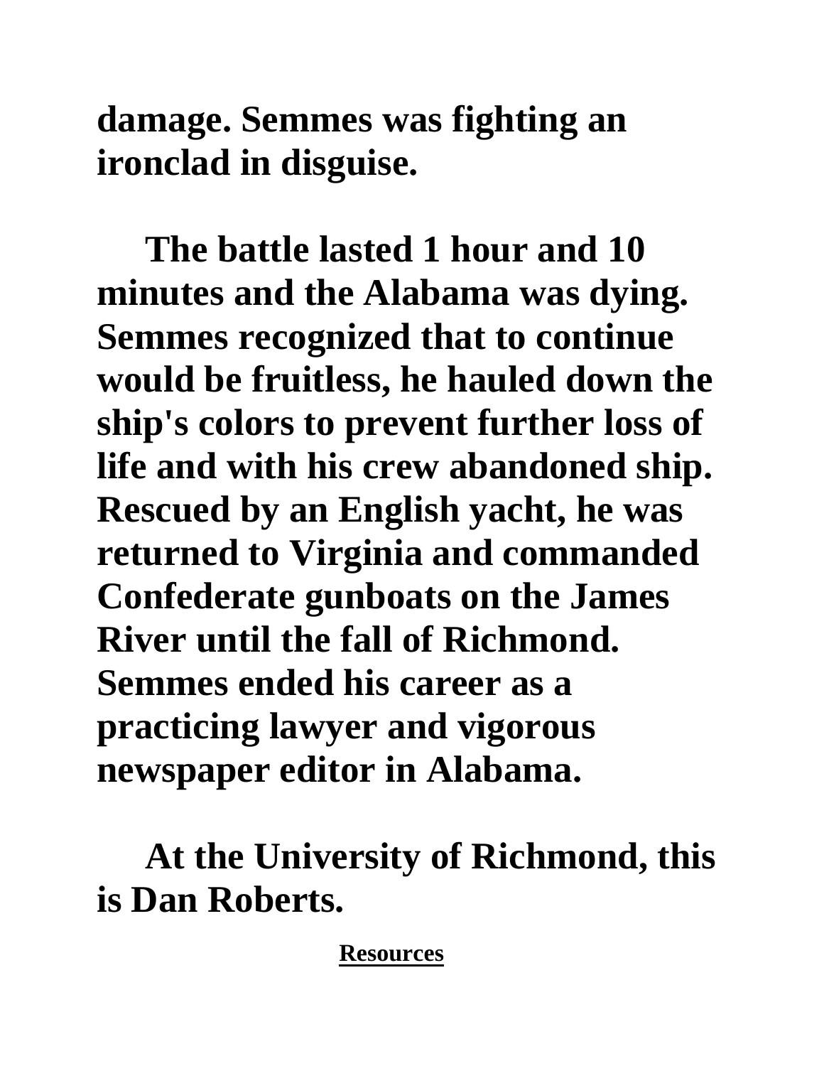**damage. Semmes was fighting an ironclad in disguise.**

**The battle lasted 1 hour and 10 minutes and the Alabama was dying. Semmes recognized that to continue would be fruitless, he hauled down the ship's colors to prevent further loss of life and with his crew abandoned ship. Rescued by an English yacht, he was returned to Virginia and commanded Confederate gunboats on the James River until the fall of Richmond. Semmes ended his career as a practicing lawyer and vigorous newspaper editor in Alabama.**

**At the University of Richmond, this is Dan Roberts.**

**Resources**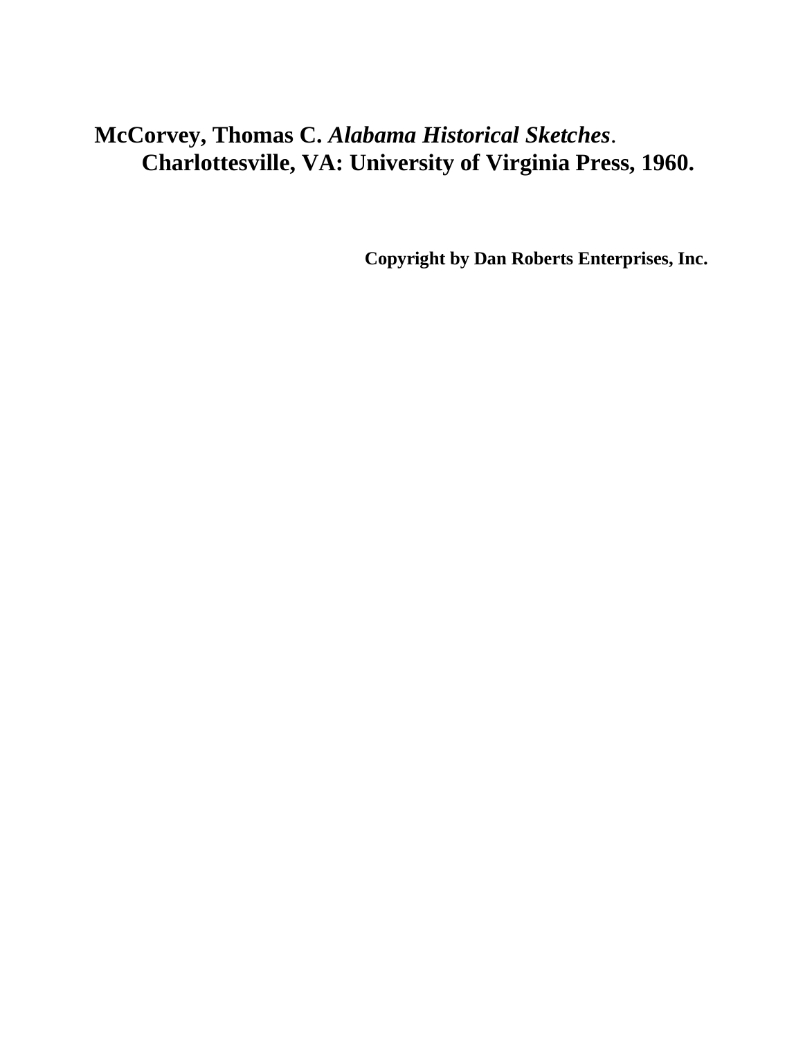**McCorvey, Thomas C.** ***Alabama Historical Sketches*****.**
**Charlottesville, VA: University of Virginia Press, 1960.**

**Copyright by Dan Roberts Enterprises, Inc.**